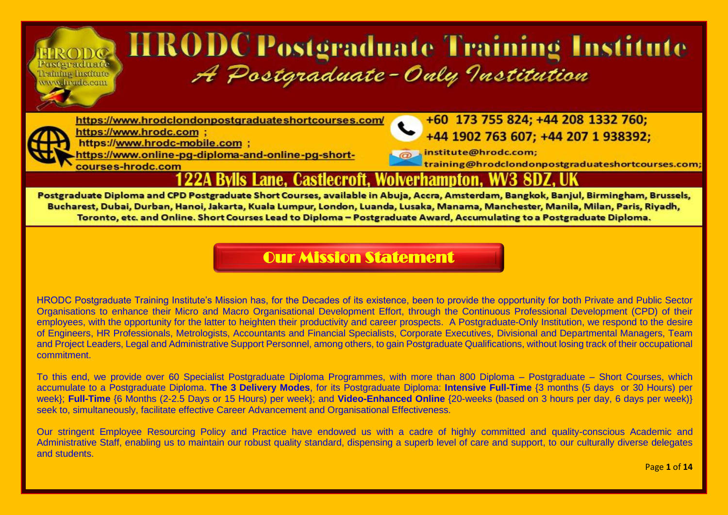# HRODC Postgraduate Training Institute

*A Postgraduate-Only Institution*

https://www.hrodclondonpostgraduateshortcourses.com/
https://www.hrodc.com ;
https://www.hrodc-mobile.com ;
https://www.online-pg-diploma-and-online-pg-short-courses-hrodc.com

+60 173 755 824; +44 208 1332 760;
+44 1902 763 607; +44 207 1 938392;

institute@hrodc.com;
training@hrodclondonpostgraduateshortcourses.com;

**122A Bylls Lane, Castlecroft, Wolverhampton, WV3 8DZ, UK**

**Postgraduate Diploma and CPD Postgraduate Short Courses, available in Abuja, Accra, Amsterdam, Bangkok, Banjul, Birmingham, Brussels, Bucharest, Dubai, Durban, Hanoi, Jakarta, Kuala Lumpur, London, Luanda, Lusaka, Manama, Manchester, Manila, Milan, Paris, Riyadh, Toronto, etc. and Online. Short Courses Lead to Diploma – Postgraduate Award, Accumulating to a Postgraduate Diploma.**

## Our Mission Statement

HRODC Postgraduate Training Institute's Mission has, for the Decades of its existence, been to provide the opportunity for both Private and Public Sector Organisations to enhance their Micro and Macro Organisational Development Effort, through the Continuous Professional Development (CPD) of their employees, with the opportunity for the latter to heighten their productivity and career prospects. A Postgraduate-Only Institution, we respond to the desire of Engineers, HR Professionals, Metrologists, Accountants and Financial Specialists, Corporate Executives, Divisional and Departmental Managers, Team and Project Leaders, Legal and Administrative Support Personnel, among others, to gain Postgraduate Qualifications, without losing track of their occupational commitment.

To this end, we provide over 60 Specialist Postgraduate Diploma Programmes, with more than 800 Diploma – Postgraduate – Short Courses, which accumulate to a Postgraduate Diploma. **The 3 Delivery Modes**, for its Postgraduate Diploma: **Intensive Full-Time** {3 months (5 days or 30 Hours) per week}; **Full-Time** {6 Months (2-2.5 Days or 15 Hours) per week}; and **Video-Enhanced Online** {20-weeks (based on 3 hours per day, 6 days per week)} seek to, simultaneously, facilitate effective Career Advancement and Organisational Effectiveness.

Our stringent Employee Resourcing Policy and Practice have endowed us with a cadre of highly committed and quality-conscious Academic and Administrative Staff, enabling us to maintain our robust quality standard, dispensing a superb level of care and support, to our culturally diverse delegates and students.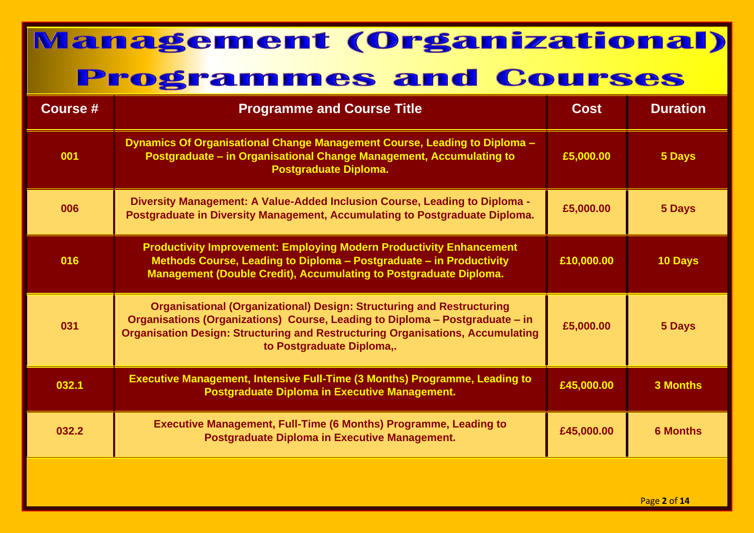# Management (Organizational) Programmes and Courses

| Course # | Programme and Course Title | Cost | Duration |
|---|---|---|---|
| 001 | Dynamics Of Organisational Change Management Course, Leading to Diploma – Postgraduate – in Organisational Change Management, Accumulating to Postgraduate Diploma. | £5,000.00 | 5 Days |
| 006 | Diversity Management: A Value-Added Inclusion Course, Leading to Diploma - Postgraduate in Diversity Management, Accumulating to Postgraduate Diploma. | £5,000.00 | 5 Days |
| 016 | Productivity Improvement: Employing Modern Productivity Enhancement Methods Course, Leading to Diploma – Postgraduate – in Productivity Management (Double Credit), Accumulating to Postgraduate Diploma. | £10,000.00 | 10 Days |
| 031 | Organisational (Organizational) Design: Structuring and Restructuring Organisations (Organizations) Course, Leading to Diploma – Postgraduate – in Organisation Design: Structuring and Restructuring Organisations, Accumulating to Postgraduate Diploma,. | £5,000.00 | 5 Days |
| 032.1 | Executive Management, Intensive Full-Time (3 Months) Programme, Leading to Postgraduate Diploma in Executive Management. | £45,000.00 | 3 Months |
| 032.2 | Executive Management, Full-Time (6 Months) Programme, Leading to Postgraduate Diploma in Executive Management. | £45,000.00 | 6 Months |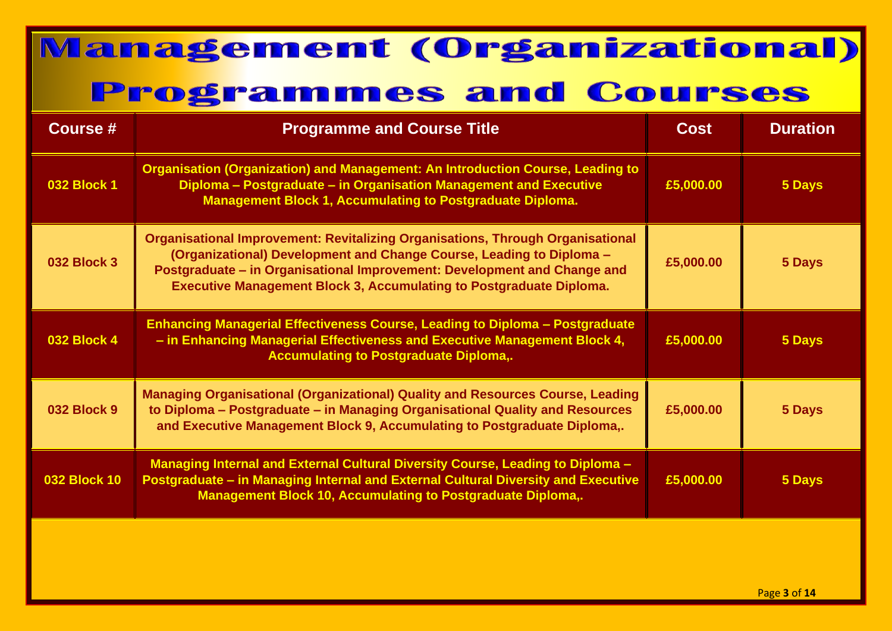# Management (Organizational) Programmes and Courses

| Course # | Programme and Course Title | Cost | Duration |
|---|---|---|---|
| 032 Block 1 | Organisation (Organization) and Management: An Introduction Course, Leading to Diploma – Postgraduate – in Organisation Management and Executive Management Block 1, Accumulating to Postgraduate Diploma. | £5,000.00 | 5 Days |
| 032 Block 3 | Organisational Improvement: Revitalizing Organisations, Through Organisational (Organizational) Development and Change Course, Leading to Diploma – Postgraduate – in Organisational Improvement: Development and Change and Executive Management Block 3, Accumulating to Postgraduate Diploma. | £5,000.00 | 5 Days |
| 032 Block 4 | Enhancing Managerial Effectiveness Course, Leading to Diploma – Postgraduate – in Enhancing Managerial Effectiveness and Executive Management Block 4, Accumulating to Postgraduate Diploma,. | £5,000.00 | 5 Days |
| 032 Block 9 | Managing Organisational (Organizational) Quality and Resources Course, Leading to Diploma – Postgraduate – in Managing Organisational Quality and Resources and Executive Management Block 9, Accumulating to Postgraduate Diploma,. | £5,000.00 | 5 Days |
| 032 Block 10 | Managing Internal and External Cultural Diversity Course, Leading to Diploma – Postgraduate – in Managing Internal and External Cultural Diversity and Executive Management Block 10, Accumulating to Postgraduate Diploma,. | £5,000.00 | 5 Days |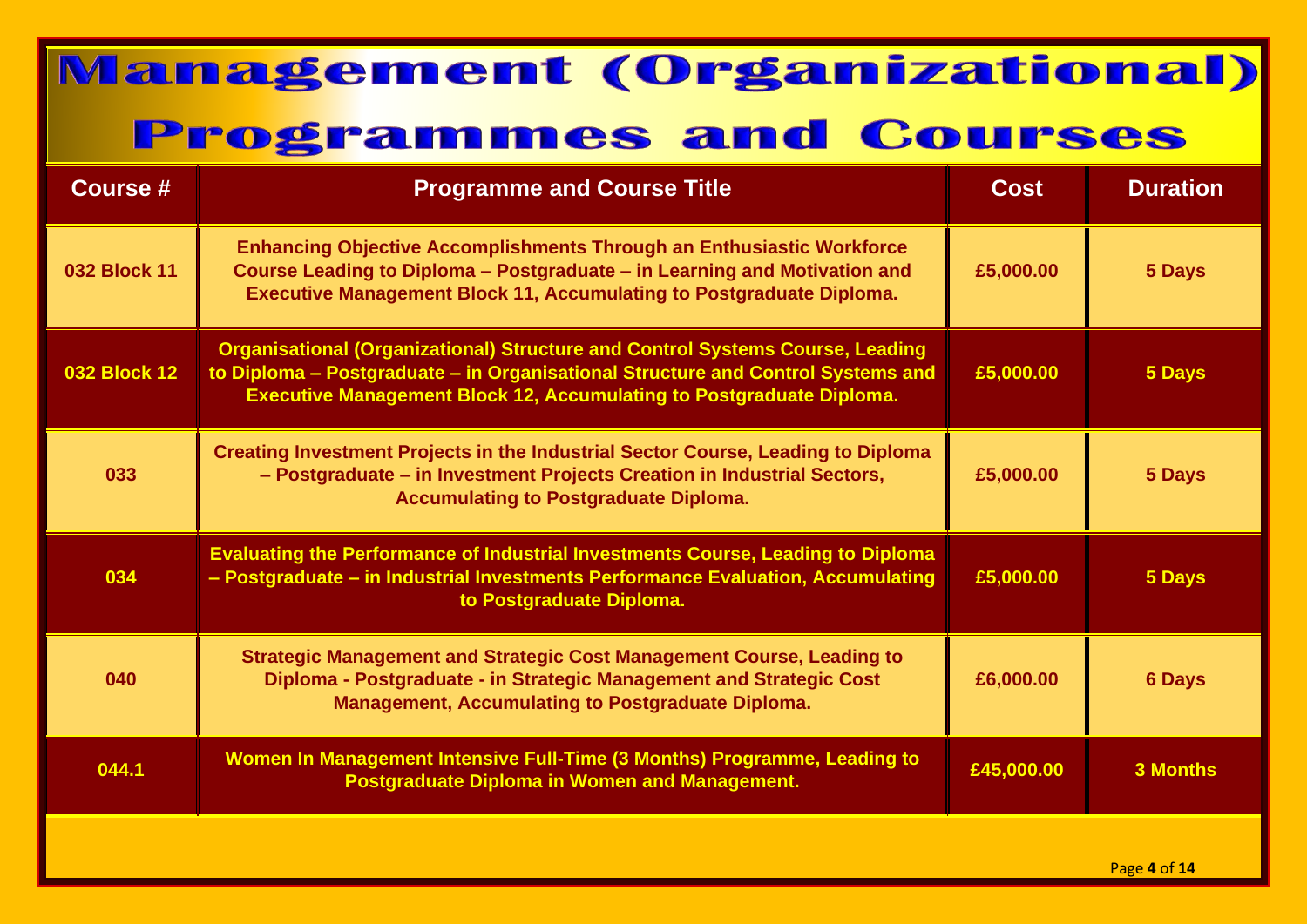# Management (Organizational) Programmes and Courses

| Course # | Programme and Course Title | Cost | Duration |
|---|---|---|---|
| 032 Block 11 | Enhancing Objective Accomplishments Through an Enthusiastic Workforce Course Leading to Diploma – Postgraduate – in Learning and Motivation and Executive Management Block 11, Accumulating to Postgraduate Diploma. | £5,000.00 | 5 Days |
| 032 Block 12 | Organisational (Organizational) Structure and Control Systems Course, Leading to Diploma – Postgraduate – in Organisational Structure and Control Systems and Executive Management Block 12, Accumulating to Postgraduate Diploma. | £5,000.00 | 5 Days |
| 033 | Creating Investment Projects in the Industrial Sector Course, Leading to Diploma – Postgraduate – in Investment Projects Creation in Industrial Sectors, Accumulating to Postgraduate Diploma. | £5,000.00 | 5 Days |
| 034 | Evaluating the Performance of Industrial Investments Course, Leading to Diploma – Postgraduate – in Industrial Investments Performance Evaluation, Accumulating to Postgraduate Diploma. | £5,000.00 | 5 Days |
| 040 | Strategic Management and Strategic Cost Management Course, Leading to Diploma - Postgraduate - in Strategic Management and Strategic Cost Management, Accumulating to Postgraduate Diploma. | £6,000.00 | 6 Days |
| 044.1 | Women In Management Intensive Full-Time (3 Months) Programme, Leading to Postgraduate Diploma in Women and Management. | £45,000.00 | 3 Months |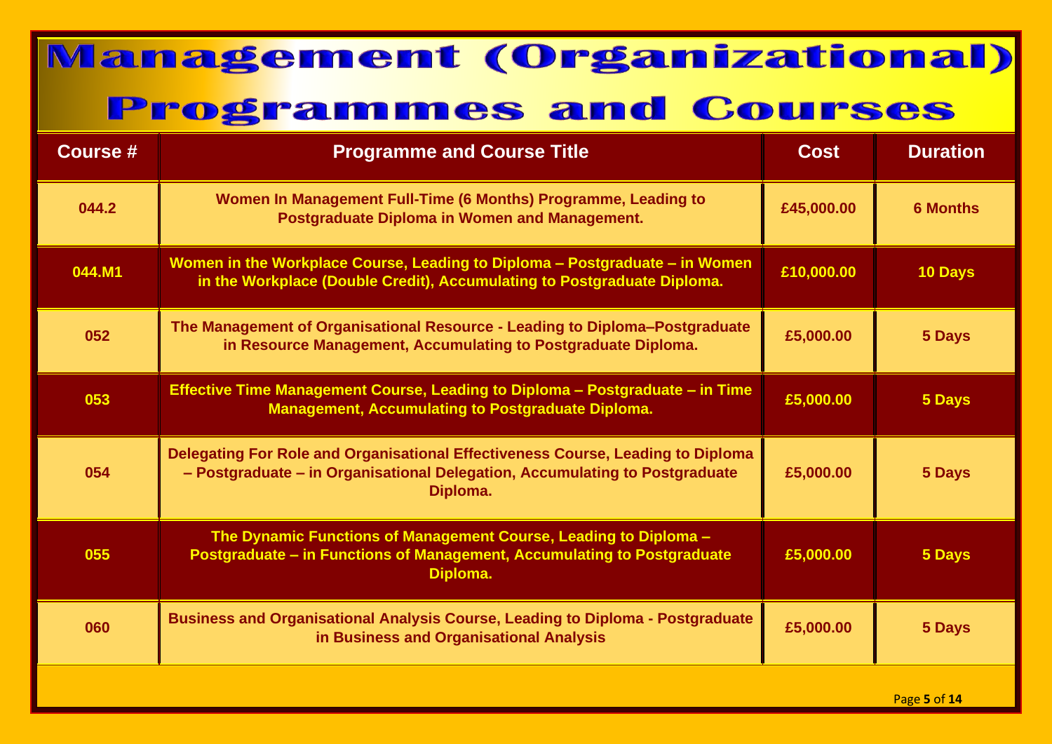# Management (Organizational) Programmes and Courses

| Course # | Programme and Course Title | Cost | Duration |
|---|---|---|---|
| 044.2 | Women In Management Full-Time (6 Months) Programme, Leading to Postgraduate Diploma in Women and Management. | £45,000.00 | 6 Months |
| 044.M1 | Women in the Workplace Course, Leading to Diploma – Postgraduate – in Women in the Workplace (Double Credit), Accumulating to Postgraduate Diploma. | £10,000.00 | 10 Days |
| 052 | The Management of Organisational Resource - Leading to Diploma–Postgraduate in Resource Management, Accumulating to Postgraduate Diploma. | £5,000.00 | 5 Days |
| 053 | Effective Time Management Course, Leading to Diploma – Postgraduate – in Time Management, Accumulating to Postgraduate Diploma. | £5,000.00 | 5 Days |
| 054 | Delegating For Role and Organisational Effectiveness Course, Leading to Diploma – Postgraduate – in Organisational Delegation, Accumulating to Postgraduate Diploma. | £5,000.00 | 5 Days |
| 055 | The Dynamic Functions of Management Course, Leading to Diploma – Postgraduate – in Functions of Management, Accumulating to Postgraduate Diploma. | £5,000.00 | 5 Days |
| 060 | Business and Organisational Analysis Course, Leading to Diploma - Postgraduate in Business and Organisational Analysis | £5,000.00 | 5 Days |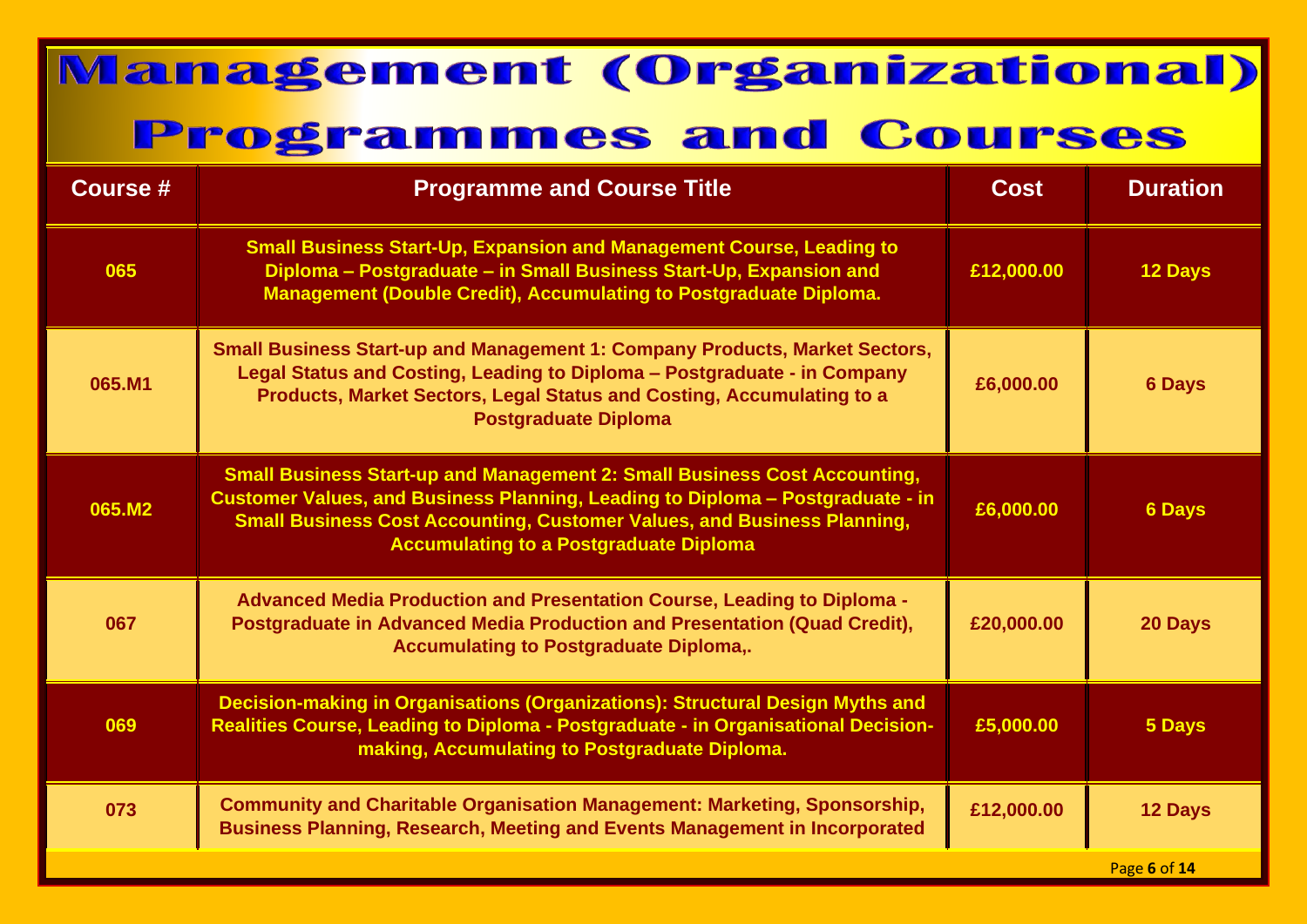# Management (Organizational) Programmes and Courses

| Course # | Programme and Course Title | Cost | Duration |
|---|---|---|---|
| 065 | Small Business Start-Up, Expansion and Management Course, Leading to Diploma – Postgraduate – in Small Business Start-Up, Expansion and Management (Double Credit), Accumulating to Postgraduate Diploma. | £12,000.00 | 12 Days |
| 065.M1 | Small Business Start-up and Management 1: Company Products, Market Sectors, Legal Status and Costing, Leading to Diploma – Postgraduate - in Company Products, Market Sectors, Legal Status and Costing, Accumulating to a Postgraduate Diploma | £6,000.00 | 6 Days |
| 065.M2 | Small Business Start-up and Management 2: Small Business Cost Accounting, Customer Values, and Business Planning, Leading to Diploma – Postgraduate - in Small Business Cost Accounting, Customer Values, and Business Planning, Accumulating to a Postgraduate Diploma | £6,000.00 | 6 Days |
| 067 | Advanced Media Production and Presentation Course, Leading to Diploma - Postgraduate in Advanced Media Production and Presentation (Quad Credit), Accumulating to Postgraduate Diploma,. | £20,000.00 | 20 Days |
| 069 | Decision-making in Organisations (Organizations): Structural Design Myths and Realities Course, Leading to Diploma - Postgraduate - in Organisational Decision-making, Accumulating to Postgraduate Diploma. | £5,000.00 | 5 Days |
| 073 | Community and Charitable Organisation Management: Marketing, Sponsorship, Business Planning, Research, Meeting and Events Management in Incorporated | £12,000.00 | 12 Days |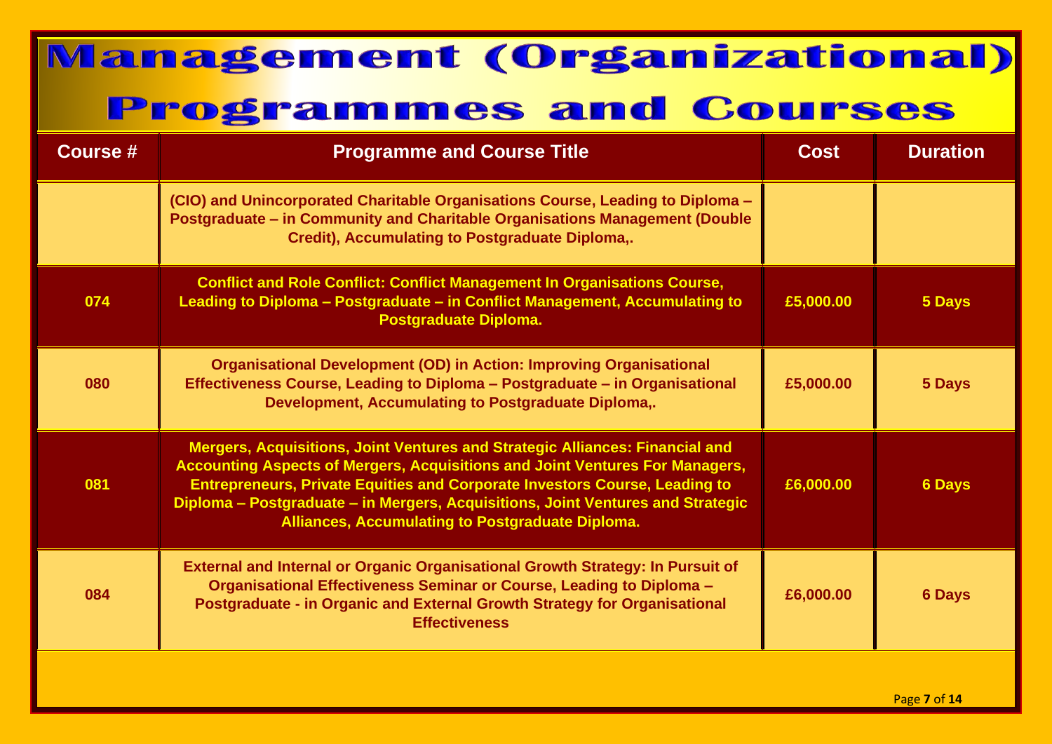# Management (Organizational) Programmes and Courses

| Course # | Programme and Course Title | Cost | Duration |
|---|---|---|---|
| | (CIO) and Unincorporated Charitable Organisations Course, Leading to Diploma – Postgraduate – in Community and Charitable Organisations Management (Double Credit), Accumulating to Postgraduate Diploma,. | | |
| 074 | Conflict and Role Conflict: Conflict Management In Organisations Course, Leading to Diploma – Postgraduate – in Conflict Management, Accumulating to Postgraduate Diploma. | £5,000.00 | 5 Days |
| 080 | Organisational Development (OD) in Action: Improving Organisational Effectiveness Course, Leading to Diploma – Postgraduate – in Organisational Development, Accumulating to Postgraduate Diploma,. | £5,000.00 | 5 Days |
| 081 | Mergers, Acquisitions, Joint Ventures and Strategic Alliances: Financial and Accounting Aspects of Mergers, Acquisitions and Joint Ventures For Managers, Entrepreneurs, Private Equities and Corporate Investors Course, Leading to Diploma – Postgraduate – in Mergers, Acquisitions, Joint Ventures and Strategic Alliances, Accumulating to Postgraduate Diploma. | £6,000.00 | 6 Days |
| 084 | External and Internal or Organic Organisational Growth Strategy: In Pursuit of Organisational Effectiveness Seminar or Course, Leading to Diploma – Postgraduate - in Organic and External Growth Strategy for Organisational Effectiveness | £6,000.00 | 6 Days |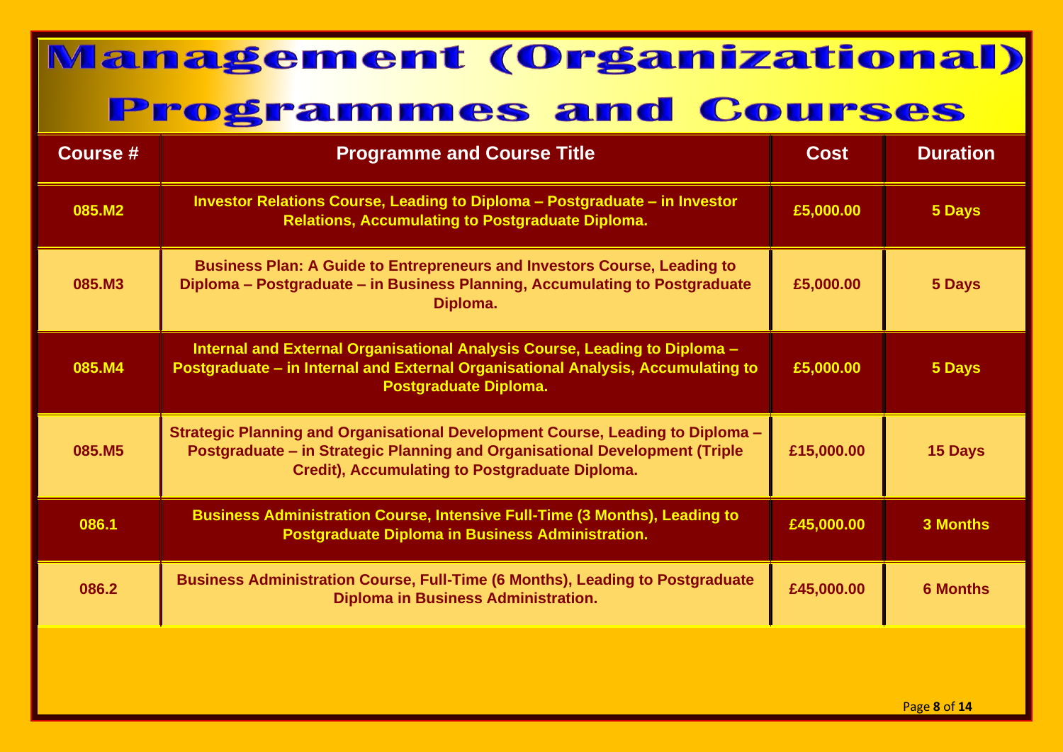# Management (Organizational) Programmes and Courses

| Course # | Programme and Course Title | Cost | Duration |
| --- | --- | --- | --- |
| 085.M2 | Investor Relations Course, Leading to Diploma – Postgraduate – in Investor Relations, Accumulating to Postgraduate Diploma. | £5,000.00 | 5 Days |
| 085.M3 | Business Plan: A Guide to Entrepreneurs and Investors Course, Leading to Diploma – Postgraduate – in Business Planning, Accumulating to Postgraduate Diploma. | £5,000.00 | 5 Days |
| 085.M4 | Internal and External Organisational Analysis Course, Leading to Diploma – Postgraduate – in Internal and External Organisational Analysis, Accumulating to Postgraduate Diploma. | £5,000.00 | 5 Days |
| 085.M5 | Strategic Planning and Organisational Development Course, Leading to Diploma – Postgraduate – in Strategic Planning and Organisational Development (Triple Credit), Accumulating to Postgraduate Diploma. | £15,000.00 | 15 Days |
| 086.1 | Business Administration Course, Intensive Full-Time (3 Months), Leading to Postgraduate Diploma in Business Administration. | £45,000.00 | 3 Months |
| 086.2 | Business Administration Course, Full-Time (6 Months), Leading to Postgraduate Diploma in Business Administration. | £45,000.00 | 6 Months |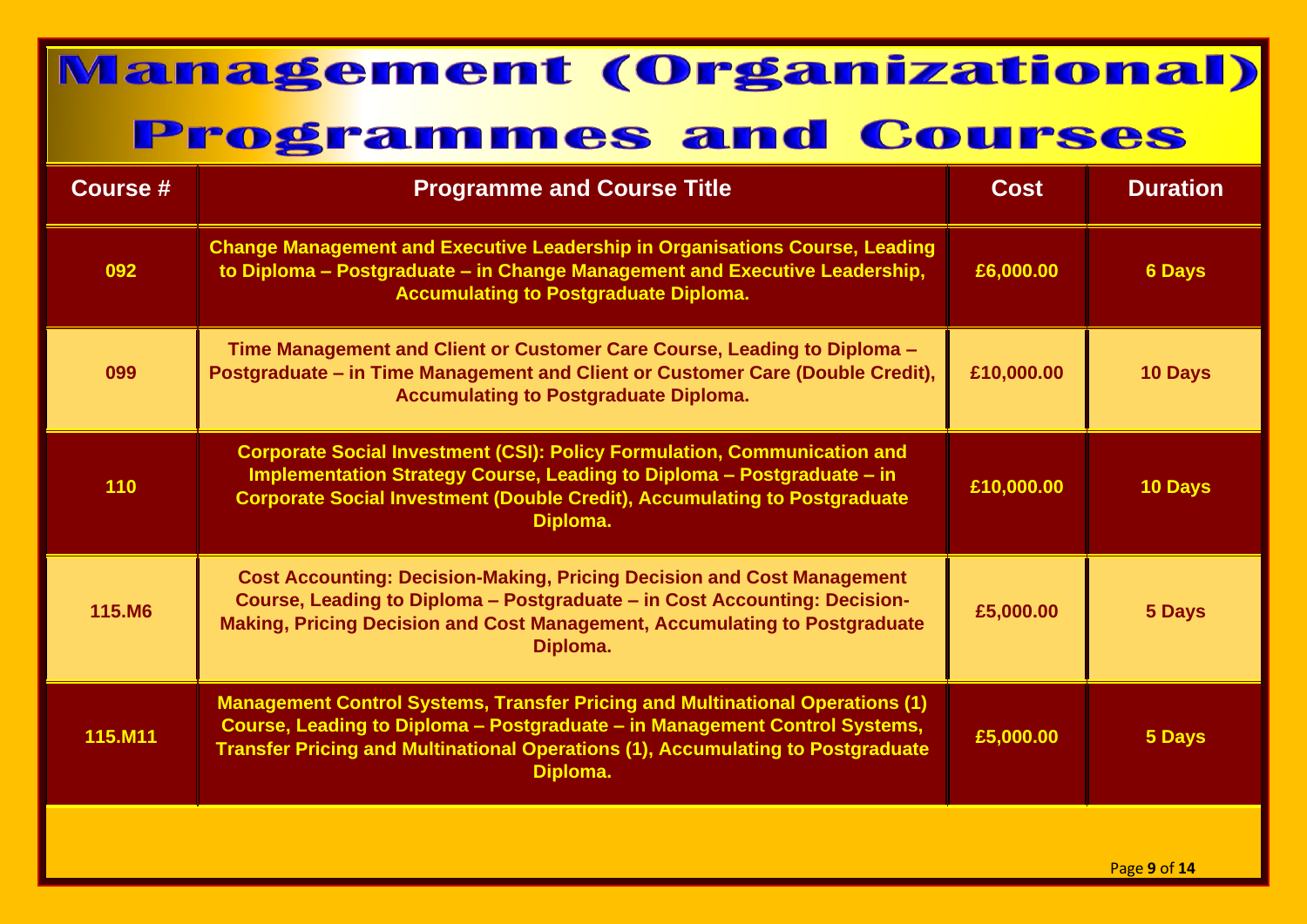# Management (Organizational) Programmes and Courses

| Course # | Programme and Course Title | Cost | Duration |
| --- | --- | --- | --- |
| 092 | Change Management and Executive Leadership in Organisations Course, Leading to Diploma – Postgraduate – in Change Management and Executive Leadership, Accumulating to Postgraduate Diploma. | £6,000.00 | 6 Days |
| 099 | Time Management and Client or Customer Care Course, Leading to Diploma – Postgraduate – in Time Management and Client or Customer Care (Double Credit), Accumulating to Postgraduate Diploma. | £10,000.00 | 10 Days |
| 110 | Corporate Social Investment (CSI): Policy Formulation, Communication and Implementation Strategy Course, Leading to Diploma – Postgraduate – in Corporate Social Investment (Double Credit), Accumulating to Postgraduate Diploma. | £10,000.00 | 10 Days |
| 115.M6 | Cost Accounting: Decision-Making, Pricing Decision and Cost Management Course, Leading to Diploma – Postgraduate – in Cost Accounting: Decision-Making, Pricing Decision and Cost Management, Accumulating to Postgraduate Diploma. | £5,000.00 | 5 Days |
| 115.M11 | Management Control Systems, Transfer Pricing and Multinational Operations (1) Course, Leading to Diploma – Postgraduate – in Management Control Systems, Transfer Pricing and Multinational Operations (1), Accumulating to Postgraduate Diploma. | £5,000.00 | 5 Days |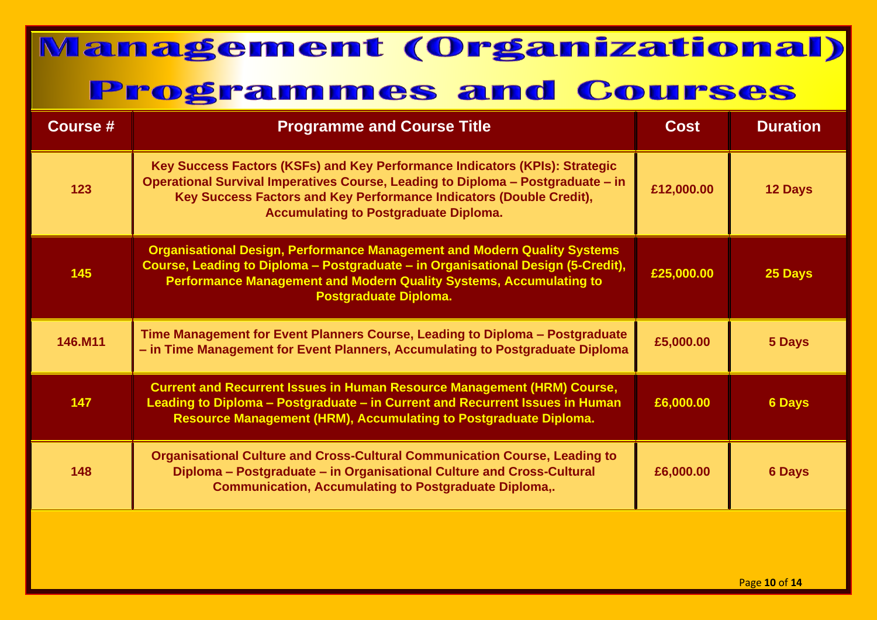# Management (Organizational) Programmes and Courses

| Course # | Programme and Course Title | Cost | Duration |
|---|---|---|---|
| 123 | Key Success Factors (KSFs) and Key Performance Indicators (KPIs): Strategic Operational Survival Imperatives Course, Leading to Diploma – Postgraduate – in Key Success Factors and Key Performance Indicators (Double Credit), Accumulating to Postgraduate Diploma. | £12,000.00 | 12 Days |
| 145 | Organisational Design, Performance Management and Modern Quality Systems Course, Leading to Diploma – Postgraduate – in Organisational Design (5-Credit), Performance Management and Modern Quality Systems, Accumulating to Postgraduate Diploma. | £25,000.00 | 25 Days |
| 146.M11 | Time Management for Event Planners Course, Leading to Diploma – Postgraduate – in Time Management for Event Planners, Accumulating to Postgraduate Diploma | £5,000.00 | 5 Days |
| 147 | Current and Recurrent Issues in Human Resource Management (HRM) Course, Leading to Diploma – Postgraduate – in Current and Recurrent Issues in Human Resource Management (HRM), Accumulating to Postgraduate Diploma. | £6,000.00 | 6 Days |
| 148 | Organisational Culture and Cross-Cultural Communication Course, Leading to Diploma – Postgraduate – in Organisational Culture and Cross-Cultural Communication, Accumulating to Postgraduate Diploma,. | £6,000.00 | 6 Days |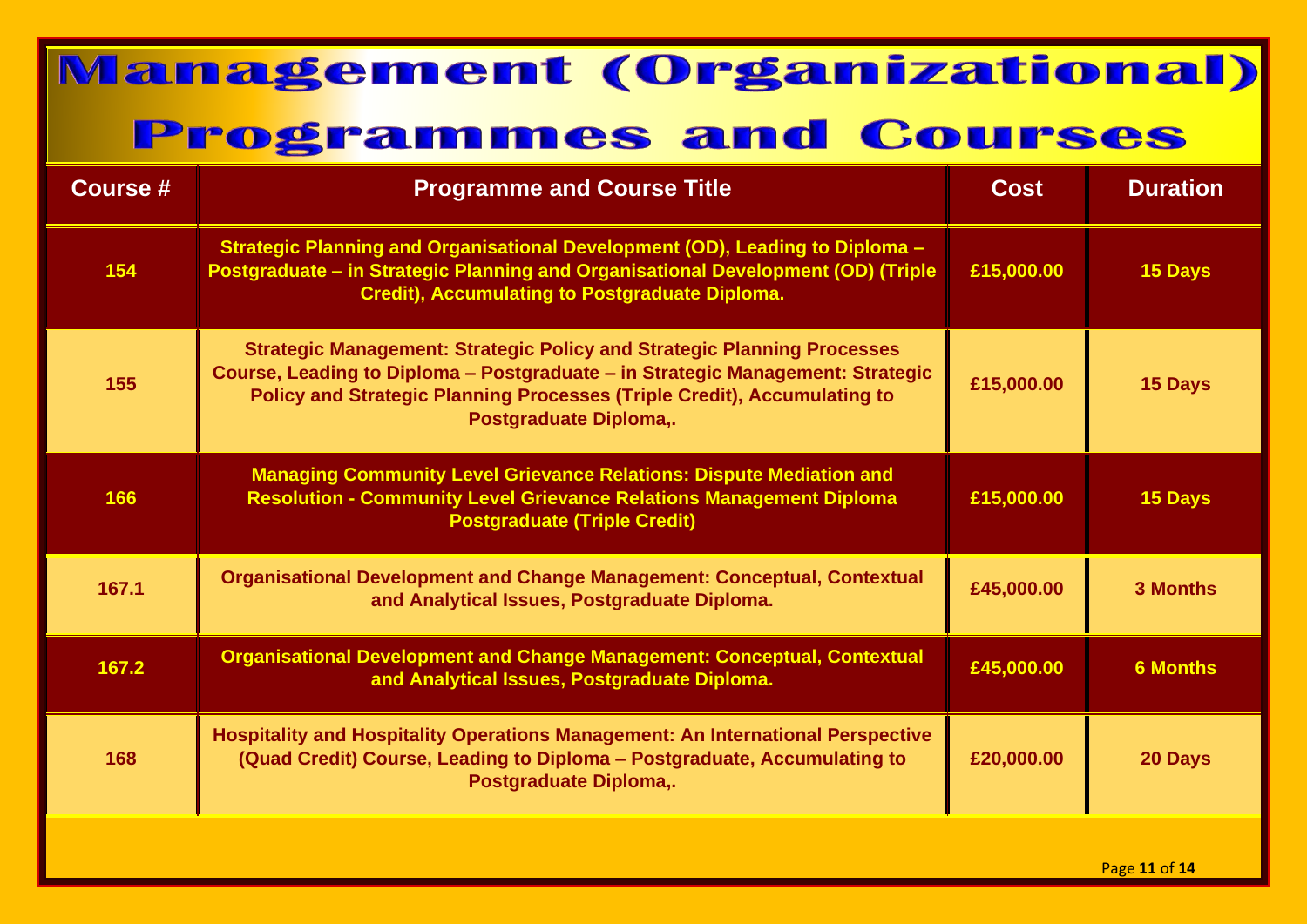# Management (Organizational) Programmes and Courses

| Course # | Programme and Course Title | Cost | Duration |
| --- | --- | --- | --- |
| 154 | Strategic Planning and Organisational Development (OD), Leading to Diploma – Postgraduate – in Strategic Planning and Organisational Development (OD) (Triple Credit), Accumulating to Postgraduate Diploma. | £15,000.00 | 15 Days |
| 155 | Strategic Management: Strategic Policy and Strategic Planning Processes Course, Leading to Diploma – Postgraduate – in Strategic Management: Strategic Policy and Strategic Planning Processes (Triple Credit), Accumulating to Postgraduate Diploma,. | £15,000.00 | 15 Days |
| 166 | Managing Community Level Grievance Relations: Dispute Mediation and Resolution - Community Level Grievance Relations Management Diploma Postgraduate (Triple Credit) | £15,000.00 | 15 Days |
| 167.1 | Organisational Development and Change Management: Conceptual, Contextual and Analytical Issues, Postgraduate Diploma. | £45,000.00 | 3 Months |
| 167.2 | Organisational Development and Change Management: Conceptual, Contextual and Analytical Issues, Postgraduate Diploma. | £45,000.00 | 6 Months |
| 168 | Hospitality and Hospitality Operations Management: An International Perspective (Quad Credit) Course, Leading to Diploma – Postgraduate, Accumulating to Postgraduate Diploma,. | £20,000.00 | 20 Days |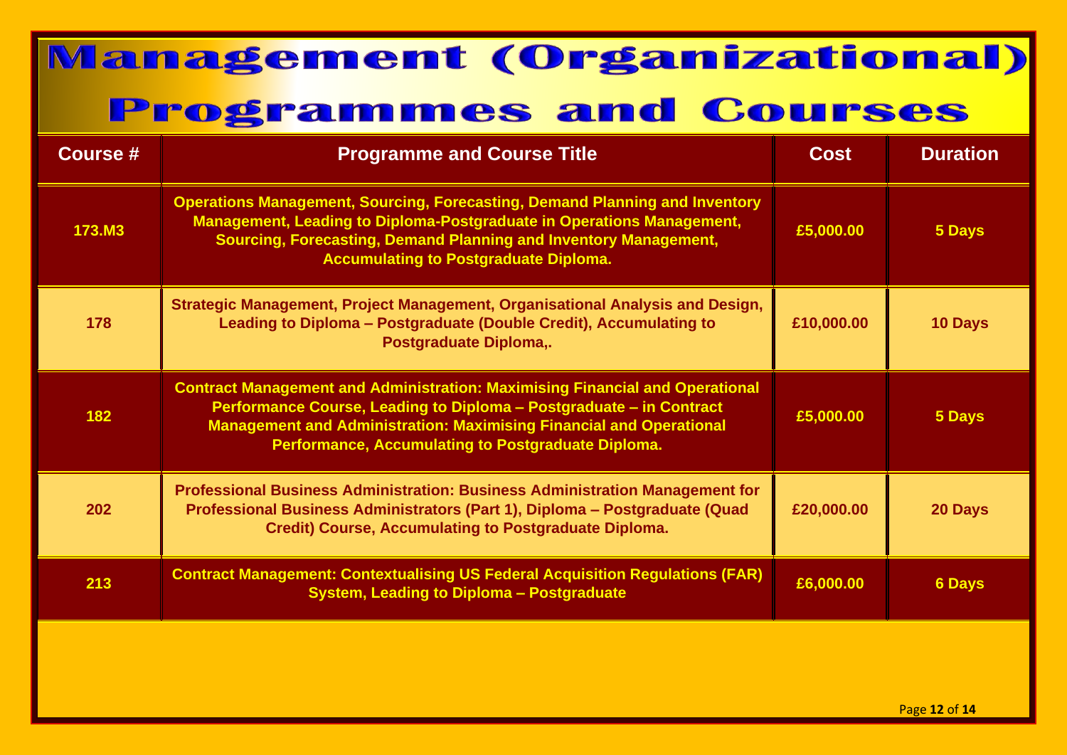# Management (Organizational) Programmes and Courses

| Course # | Programme and Course Title | Cost | Duration |
|---|---|---|---|
| 173.M3 | Operations Management, Sourcing, Forecasting, Demand Planning and Inventory Management, Leading to Diploma-Postgraduate in Operations Management, Sourcing, Forecasting, Demand Planning and Inventory Management, Accumulating to Postgraduate Diploma. | £5,000.00 | 5 Days |
| 178 | Strategic Management, Project Management, Organisational Analysis and Design, Leading to Diploma – Postgraduate (Double Credit), Accumulating to Postgraduate Diploma,. | £10,000.00 | 10 Days |
| 182 | Contract Management and Administration: Maximising Financial and Operational Performance Course, Leading to Diploma – Postgraduate – in Contract Management and Administration: Maximising Financial and Operational Performance, Accumulating to Postgraduate Diploma. | £5,000.00 | 5 Days |
| 202 | Professional Business Administration: Business Administration Management for Professional Business Administrators (Part 1), Diploma – Postgraduate (Quad Credit) Course, Accumulating to Postgraduate Diploma. | £20,000.00 | 20 Days |
| 213 | Contract Management: Contextualising US Federal Acquisition Regulations (FAR) System, Leading to Diploma – Postgraduate | £6,000.00 | 6 Days |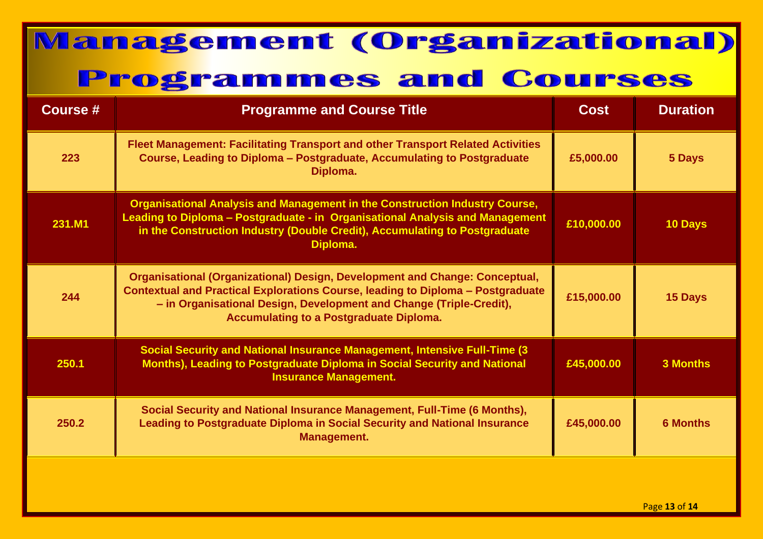# Management (Organizational) Programmes and Courses

| Course # | Programme and Course Title | Cost | Duration |
|---|---|---|---|
| 223 | Fleet Management: Facilitating Transport and other Transport Related Activities Course, Leading to Diploma – Postgraduate, Accumulating to Postgraduate Diploma. | £5,000.00 | 5 Days |
| 231.M1 | Organisational Analysis and Management in the Construction Industry Course, Leading to Diploma – Postgraduate - in Organisational Analysis and Management in the Construction Industry (Double Credit), Accumulating to Postgraduate Diploma. | £10,000.00 | 10 Days |
| 244 | Organisational (Organizational) Design, Development and Change: Conceptual, Contextual and Practical Explorations Course, leading to Diploma – Postgraduate – in Organisational Design, Development and Change (Triple-Credit), Accumulating to a Postgraduate Diploma. | £15,000.00 | 15 Days |
| 250.1 | Social Security and National Insurance Management, Intensive Full-Time (3 Months), Leading to Postgraduate Diploma in Social Security and National Insurance Management. | £45,000.00 | 3 Months |
| 250.2 | Social Security and National Insurance Management, Full-Time (6 Months), Leading to Postgraduate Diploma in Social Security and National Insurance Management. | £45,000.00 | 6 Months |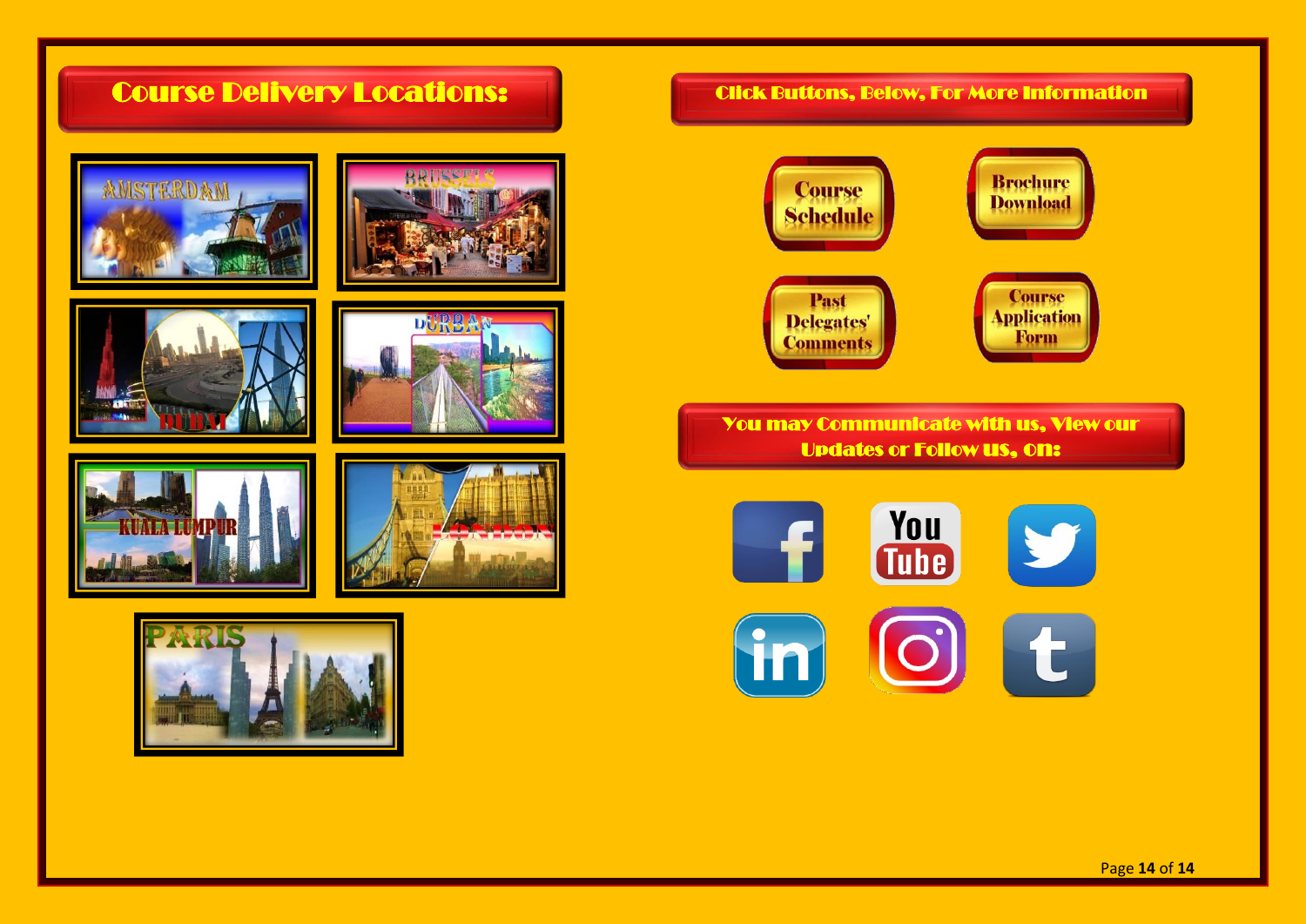## Course Delivery Locations:

AMSTERDAM

BRUSSELS

DUBAI

DURBAN

KUALA LUMPUR

LONDON

PARIS

## Click Buttons, Below, For More Information

Course Schedule

Brochure Download

Past Delegates' Comments

Course Application Form

## You may Communicate with us, View our Updates or Follow us, on: